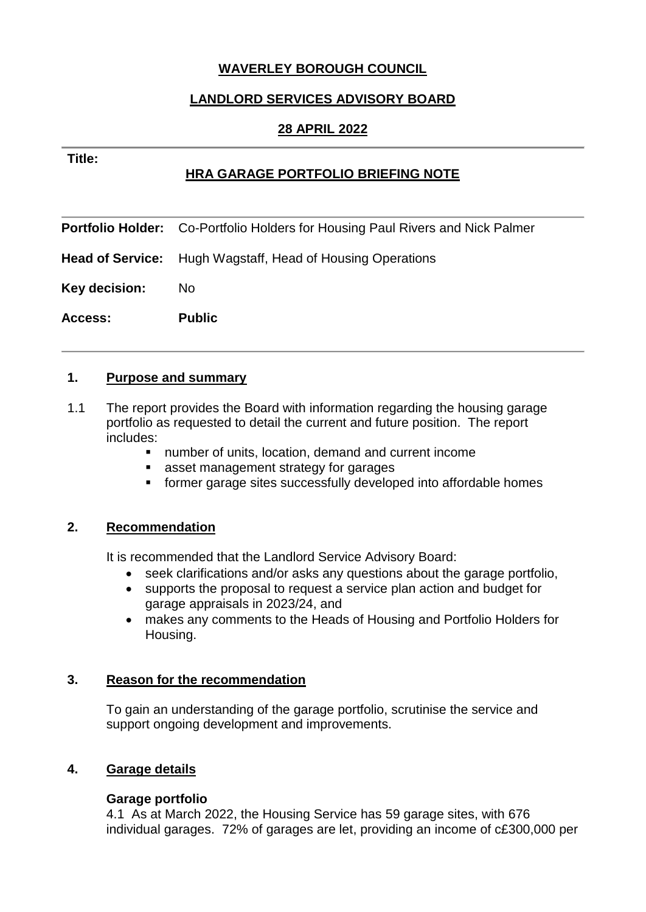**WAVERLEY BOROUGH COUNCIL**

**LANDLORD SERVICES ADVISORY BOARD**

**28 APRIL 2022**

---

**Title:**

**HRA GARAGE PORTFOLIO BRIEFING NOTE**

---

| | |
|---|---|
| **Portfolio Holder:** | Co-Portfolio Holders for Housing Paul Rivers and Nick Palmer |
| **Head of Service:** | Hugh Wagstaff, Head of Housing Operations |
| **Key decision:** | No |
| **Access:** | **Public** |

---

## 1. Purpose and summary

1.1 The report provides the Board with information regarding the housing garage portfolio as requested to detail the current and future position. The report includes:

- number of units, location, demand and current income
- asset management strategy for garages
- former garage sites successfully developed into affordable homes

## 2. Recommendation

It is recommended that the Landlord Service Advisory Board:

- seek clarifications and/or asks any questions about the garage portfolio,
- supports the proposal to request a service plan action and budget for garage appraisals in 2023/24, and
- makes any comments to the Heads of Housing and Portfolio Holders for Housing.

## 3. Reason for the recommendation

To gain an understanding of the garage portfolio, scrutinise the service and support ongoing development and improvements.

## 4. Garage details

**Garage portfolio**

4.1 As at March 2022, the Housing Service has 59 garage sites, with 676 individual garages. 72% of garages are let, providing an income of c£300,000 per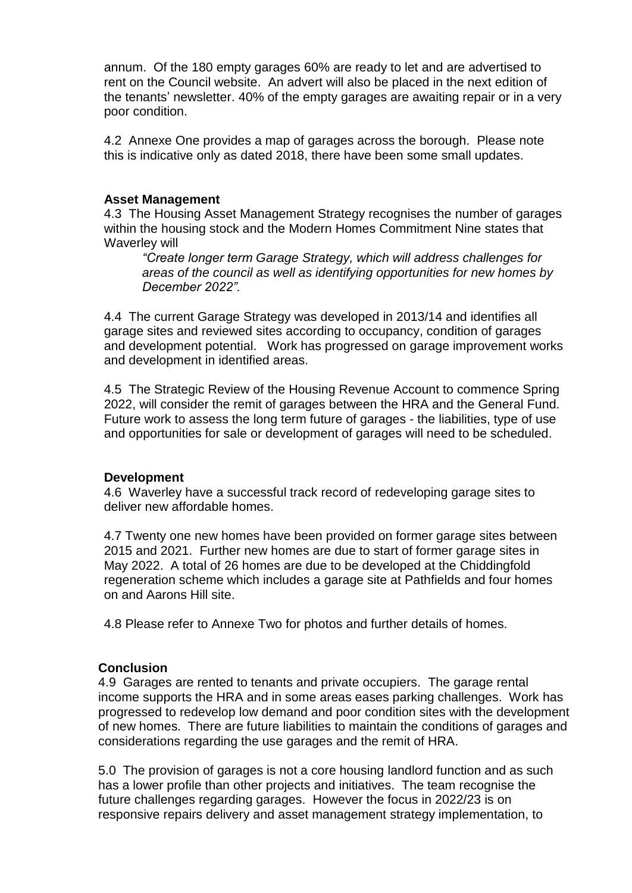annum. Of the 180 empty garages 60% are ready to let and are advertised to rent on the Council website. An advert will also be placed in the next edition of the tenants' newsletter. 40% of the empty garages are awaiting repair or in a very poor condition.

4.2 Annexe One provides a map of garages across the borough. Please note this is indicative only as dated 2018, there have been some small updates.

**Asset Management**

4.3 The Housing Asset Management Strategy recognises the number of garages within the housing stock and the Modern Homes Commitment Nine states that Waverley will

> *"Create longer term Garage Strategy, which will address challenges for areas of the council as well as identifying opportunities for new homes by December 2022".*

4.4 The current Garage Strategy was developed in 2013/14 and identifies all garage sites and reviewed sites according to occupancy, condition of garages and development potential. Work has progressed on garage improvement works and development in identified areas.

4.5 The Strategic Review of the Housing Revenue Account to commence Spring 2022, will consider the remit of garages between the HRA and the General Fund. Future work to assess the long term future of garages - the liabilities, type of use and opportunities for sale or development of garages will need to be scheduled.

**Development**

4.6 Waverley have a successful track record of redeveloping garage sites to deliver new affordable homes.

4.7 Twenty one new homes have been provided on former garage sites between 2015 and 2021. Further new homes are due to start of former garage sites in May 2022. A total of 26 homes are due to be developed at the Chiddingfold regeneration scheme which includes a garage site at Pathfields and four homes on and Aarons Hill site.

4.8 Please refer to Annexe Two for photos and further details of homes.

**Conclusion**

4.9 Garages are rented to tenants and private occupiers. The garage rental income supports the HRA and in some areas eases parking challenges. Work has progressed to redevelop low demand and poor condition sites with the development of new homes. There are future liabilities to maintain the conditions of garages and considerations regarding the use garages and the remit of HRA.

5.0 The provision of garages is not a core housing landlord function and as such has a lower profile than other projects and initiatives. The team recognise the future challenges regarding garages. However the focus in 2022/23 is on responsive repairs delivery and asset management strategy implementation, to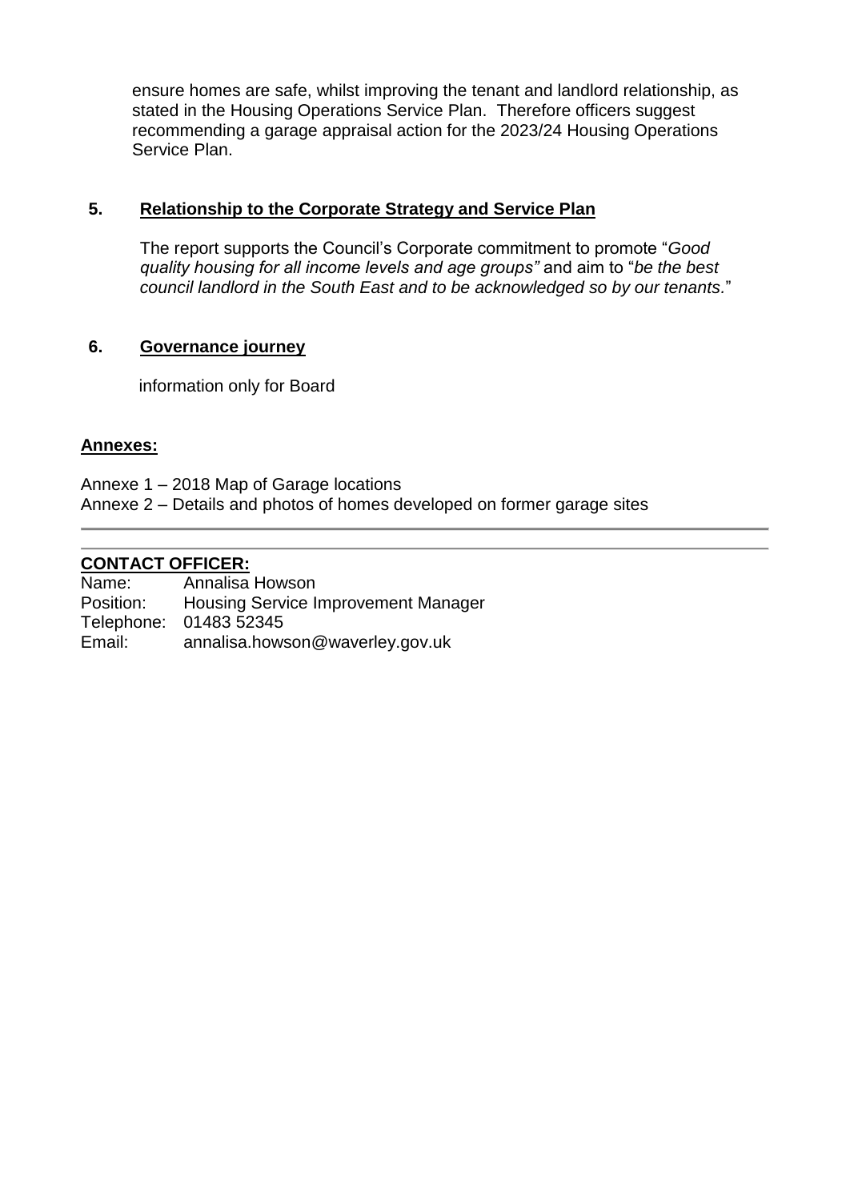ensure homes are safe, whilst improving the tenant and landlord relationship, as stated in the Housing Operations Service Plan. Therefore officers suggest recommending a garage appraisal action for the 2023/24 Housing Operations Service Plan.

## 5. Relationship to the Corporate Strategy and Service Plan

The report supports the Council's Corporate commitment to promote "*Good quality housing for all income levels and age groups"* and aim to "*be the best council landlord in the South East and to be acknowledged so by our tenants.*"

## 6. Governance journey

information only for Board

**Annexes:**

Annexe 1 – 2018 Map of Garage locations
Annexe 2 – Details and photos of homes developed on former garage sites

---

**CONTACT OFFICER:**

Name: Annalisa Howson
Position: Housing Service Improvement Manager
Telephone: 01483 52345
Email: annalisa.howson@waverley.gov.uk